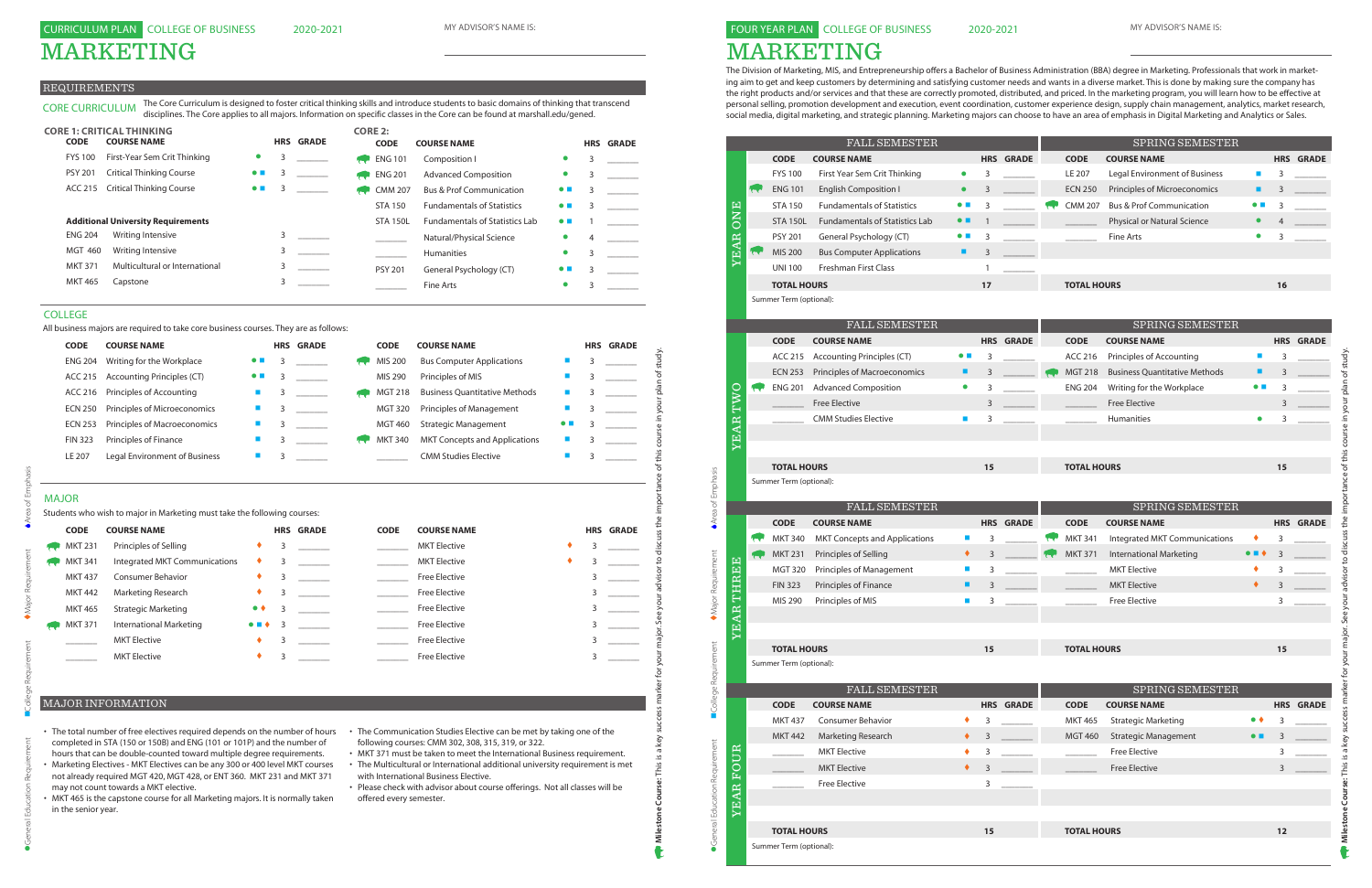# CURRICULUM PLAN COLLEGE OF BUSINESS 2020-2021

# MARKETING

MY ADVISOR'S NAME IS:

## REQUIREMENTS

**CORE CURRICULUM** The Core Curriculum is designed to foster critical thinking skills and introduce students to basic domains of thinking that transcend disciplines. The Core applies to all majors. Information on specific classes in the Core can be found at marshall.edu/gened.

### CORE 1: CRITICAL THINKING

| CODE | COURSE NAME | | HRS | GRADE |
|---|---|---|---|---|
| FYS 100 | First-Year Sem Crit Thinking | ● | 3 | |
| PSY 201 | Critical Thinking Course | ● ■ | 3 | |
| ACC 215 | Critical Thinking Course | ● ■ | 3 | |

**Additional University Requirements**

| CODE | COURSE NAME | HRS | GRADE |
|---|---|---|---|
| ENG 204 | Writing Intensive | 3 | |
| MGT 460 | Writing Intensive | 3 | |
| MKT 371 | Multicultural or International | 3 | |
| MKT 465 | Capstone | 3 | |

### CORE 2:

| CODE | COURSE NAME | | HRS | GRADE |
|---|---|---|---|---|
| ENG 101 | Composition I | ● | 3 | |
| ENG 201 | Advanced Composition | ● | 3 | |
| CMM 207 | Bus & Prof Communication | ● ■ | 3 | |
| STA 150 | Fundamentals of Statistics | ● ■ | 3 | |
| STA 150L | Fundamentals of Statistics Lab | ● ■ | 1 | |
| | Natural/Physical Science | ● | 4 | |
| | Humanities | ● | 3 | |
| PSY 201 | General Psychology (CT) | ● ■ | 3 | |
| | Fine Arts | ● | 3 | |

## COLLEGE

All business majors are required to take core business courses. They are as follows:

| CODE | COURSE NAME | | HRS | GRADE |
|---|---|---|---|---|
| ENG 204 | Writing for the Workplace | ● ■ | 3 | |
| ACC 215 | Accounting Principles (CT) | ● ■ | 3 | |
| ACC 216 | Principles of Accounting | ■ | 3 | |
| ECN 250 | Principles of Microeconomics | ■ | 3 | |
| ECN 253 | Principles of Macroeconomics | ■ | 3 | |
| FIN 323 | Principles of Finance | ■ | 3 | |
| LE 207 | Legal Environment of Business | ■ | 3 | |
| MIS 200 | Bus Computer Applications | ■ | 3 | |
| MIS 290 | Principles of MIS | ■ | 3 | |
| MGT 218 | Business Quantitative Methods | ■ | 3 | |
| MGT 320 | Principles of Management | ■ | 3 | |
| MGT 460 | Strategic Management | ● ■ | 3 | |
| MKT 340 | MKT Concepts and Applications | ■ | 3 | |
| | CMM Studies Elective | ■ | 3 | |

## MAJOR

Students who wish to major in Marketing must take the following courses:

| CODE | COURSE NAME | | HRS | GRADE |
|---|---|---|---|---|
| MKT 231 | Principles of Selling | ♦ | 3 | |
| MKT 341 | Integrated MKT Communications | ♦ | 3 | |
| MKT 437 | Consumer Behavior | ♦ | 3 | |
| MKT 442 | Marketing Research | ♦ | 3 | |
| MKT 465 | Strategic Marketing | ● ♦ | 3 | |
| MKT 371 | International Marketing | ● ■ ♦ | 3 | |
| | MKT Elective | ♦ | 3 | |
| | MKT Elective | ♦ | 3 | |
| | MKT Elective | ♦ | 3 | |
| | MKT Elective | ♦ | 3 | |
| | Free Elective | | 3 | |
| | Free Elective | | 3 | |
| | Free Elective | | 3 | |
| | Free Elective | | 3 | |
| | Free Elective | | 3 | |
| | Free Elective | | 3 | |

## MAJOR INFORMATION

- The total number of free electives required depends on the number of hours completed in STA (150 or 150B) and ENG (101 or 101P) and the number of hours that can be double-counted toward multiple degree requirements.
- Marketing Electives - MKT Electives can be any 300 or 400 level MKT courses not already required MGT 420, MGT 428, or ENT 360. MKT 231 and MKT 371 may not count towards a MKT elective.
- MKT 465 is the capstone course for all Marketing majors. It is normally taken in the senior year.
- The Communication Studies Elective can be met by taking one of the following courses: CMM 302, 308, 315, 319, or 322.
- MKT 371 must be taken to meet the International Business requirement.
- The Multicultural or International additional university requirement is met with International Business Elective.
- Please check with advisor about course offerings. Not all classes will be offered every semester.

● General Education Requirement ■ College Requirement ♦ Major Requirement ♦ Area of Emphasis

**Milestone Course:** This is a key success marker for your major. See your advisor to discuss the importance of this course in your plan of study.

# FOUR YEAR PLAN COLLEGE OF BUSINESS 2020-2021

# MARKETING

MY ADVISOR'S NAME IS:

The Division of Marketing, MIS, and Entrepreneurship offers a Bachelor of Business Administration (BBA) degree in Marketing. Professionals that work in marketing aim to get and keep customers by determining and satisfying customer needs and wants in a diverse market. This is done by making sure the company has the right products and/or services and that these are correctly promoted, distributed, and priced. In the marketing program, you will learn how to be effective at personal selling, promotion development and execution, event coordination, customer experience design, supply chain management, analytics, market research, social media, digital marketing, and strategic planning. Marketing majors can choose to have an area of emphasis in Digital Marketing and Analytics or Sales.

### YEAR ONE

| FALL SEMESTER CODE | COURSE NAME | | HRS | GRADE | SPRING SEMESTER CODE | COURSE NAME | | HRS | GRADE |
|---|---|---|---|---|---|---|---|---|---|
| FYS 100 | First Year Sem Crit Thinking | ● | 3 | | LE 207 | Legal Environment of Business | ■ | 3 | |
| ENG 101 | English Composition I | ● | 3 | | ECN 250 | Principles of Microeconomics | ■ | 3 | |
| STA 150 | Fundamentals of Statistics | ● ■ | 3 | | CMM 207 | Bus & Prof Communication | ● ■ | 3 | |
| STA 150L | Fundamentals of Statistics Lab | ● ■ | 1 | | | Physical or Natural Science | ● | 4 | |
| PSY 201 | General Psychology (CT) | ● ■ | 3 | | | Fine Arts | ● | 3 | |
| MIS 200 | Bus Computer Applications | ■ | 3 | | | | | | |
| UNI 100 | Freshman First Class | | 1 | | | | | | |
| **TOTAL HOURS** | | | **17** | | **TOTAL HOURS** | | | **16** | |

Summer Term (optional):

### YEAR TWO

| FALL SEMESTER CODE | COURSE NAME | | HRS | GRADE | SPRING SEMESTER CODE | COURSE NAME | | HRS | GRADE |
|---|---|---|---|---|---|---|---|---|---|
| ACC 215 | Accounting Principles (CT) | ● ■ | 3 | | ACC 216 | Principles of Accounting | ■ | 3 | |
| ECN 253 | Principles of Macroeconomics | ■ | 3 | | MGT 218 | Business Quantitative Methods | ■ | 3 | |
| ENG 201 | Advanced Composition | ● | 3 | | ENG 204 | Writing for the Workplace | ● ■ | 3 | |
| | Free Elective | | 3 | | | Free Elective | | 3 | |
| | CMM Studies Elective | ■ | 3 | | | Humanities | ● | 3 | |
| **TOTAL HOURS** | | | **15** | | **TOTAL HOURS** | | | **15** | |

Summer Term (optional):

### YEAR THREE

| FALL SEMESTER CODE | COURSE NAME | | HRS | GRADE | SPRING SEMESTER CODE | COURSE NAME | | HRS | GRADE |
|---|---|---|---|---|---|---|---|---|---|
| MKT 340 | MKT Concepts and Applications | ■ | 3 | | MKT 341 | Integrated MKT Communications | ♦ | 3 | |
| MKT 231 | Principles of Selling | ♦ | 3 | | MKT 371 | International Marketing | ● ■ ♦ | 3 | |
| MGT 320 | Principles of Management | ■ | 3 | | | MKT Elective | ♦ | 3 | |
| FIN 323 | Principles of Finance | ■ | 3 | | | MKT Elective | ♦ | 3 | |
| MIS 290 | Principles of MIS | ■ | 3 | | | Free Elective | | 3 | |
| **TOTAL HOURS** | | | **15** | | **TOTAL HOURS** | | | **15** | |

Summer Term (optional):

### YEAR FOUR

| FALL SEMESTER CODE | COURSE NAME | | HRS | GRADE | SPRING SEMESTER CODE | COURSE NAME | | HRS | GRADE |
|---|---|---|---|---|---|---|---|---|---|
| MKT 437 | Consumer Behavior | ♦ | 3 | | MKT 465 | Strategic Marketing | ● ♦ | 3 | |
| MKT 442 | Marketing Research | ♦ | 3 | | MGT 460 | Strategic Management | ● ■ | 3 | |
| | MKT Elective | ♦ | 3 | | | Free Elective | | 3 | |
| | MKT Elective | ♦ | 3 | | | Free Elective | | 3 | |
| | Free Elective | | 3 | | | | | | |
| **TOTAL HOURS** | | | **15** | | **TOTAL HOURS** | | | **12** | |

Summer Term (optional):

● General Education Requirement ■ College Requirement ♦ Major Requirement ♦ Area of Emphasis

**Milestone Course:** This is a key success marker for your major. See your advisor to discuss the importance of this course in your plan of study.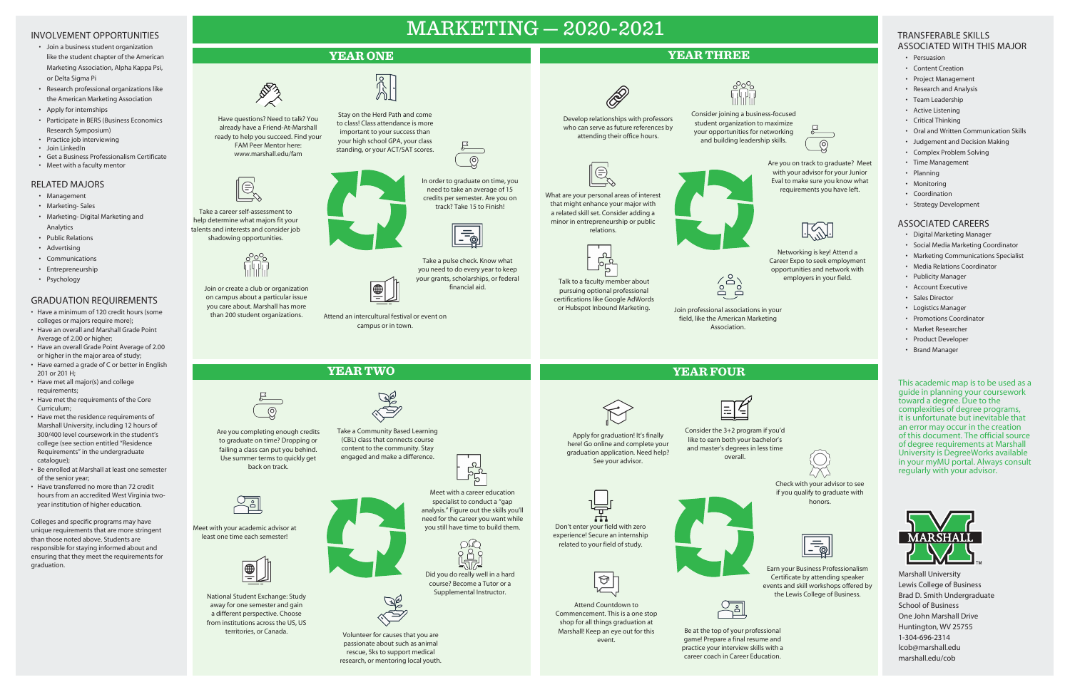# MARKETING — 2020-2021

## INVOLVEMENT OPPORTUNITIES

- Join a business student organization like the student chapter of the American Marketing Association, Alpha Kappa Psi, or Delta Sigma Pi
- Research professional organizations like the American Marketing Association
- Apply for internships
- Participate in BERS (Business Economics Research Symposium)
- Practice job interviewing
- Join LinkedIn
- Get a Business Professionalism Certificate
- Meet with a faculty mentor

## RELATED MAJORS

- Management
- Marketing- Sales
- Marketing- Digital Marketing and Analytics
- Public Relations
- Advertising
- Communications
- Entrepreneurship
- Psychology

## GRADUATION REQUIREMENTS

- Have a minimum of 120 credit hours (some colleges or majors require more);
- Have an overall and Marshall Grade Point Average of 2.00 or higher;
- Have an overall Grade Point Average of 2.00 or higher in the major area of study;
- Have earned a grade of C or better in English 201 or 201 H;
- Have met all major(s) and college requirements;
- Have met the requirements of the Core Curriculum;
- Have met the residence requirements of Marshall University, including 12 hours of 300/400 level coursework in the student's college (see section entitled "Residence Requirements" in the undergraduate catalogue);
- Be enrolled at Marshall at least one semester of the senior year;
- Have transferred no more than 72 credit hours from an accredited West Virginia two-year institution of higher education.

Colleges and specific programs may have unique requirements that are more stringent than those noted above. Students are responsible for staying informed about and ensuring that they meet the requirements for graduation.

## YEAR ONE

Have questions? Need to talk? You already have a Friend-At-Marshall ready to help you succeed. Find your FAM Peer Mentor here: www.marshall.edu/fam

Stay on the Herd Path and come to class! Class attendance is more important to your success than your high school GPA, your class standing, or your ACT/SAT scores.

Take a career self-assessment to help determine what majors fit your talents and interests and consider job shadowing opportunities.

In order to graduate on time, you need to take an average of 15 credits per semester. Are you on track? Take 15 to Finish!

Join or create a club or organization on campus about a particular issue you care about. Marshall has more than 200 student organizations.

Take a pulse check. Know what you need to do every year to keep your grants, scholarships, or federal financial aid.

Attend an intercultural festival or event on campus or in town.

## YEAR TWO

Are you completing enough credits to graduate on time? Dropping or failing a class can put you behind. Use summer terms to quickly get back on track.

Take a Community Based Learning (CBL) class that connects course content to the community. Stay engaged and make a difference.

Meet with a career education specialist to conduct a "gap analysis." Figure out the skills you'll need for the career you want while you still have time to build them.

Meet with your academic advisor at least one time each semester!

Did you do really well in a hard course? Become a Tutor or a Supplemental Instructor.

National Student Exchange: Study away for one semester and gain a different perspective. Choose from institutions across the US, US territories, or Canada.

Volunteer for causes that you are passionate about such as animal rescue, 5ks to support medical research, or mentoring local youth.

## YEAR THREE

Develop relationships with professors who can serve as future references by attending their office hours.

Consider joining a business-focused student organization to maximize your opportunities for networking and building leadership skills.

Are you on track to graduate? Meet with your advisor for your Junior Eval to make sure you know what requirements you have left.

What are your personal areas of interest that might enhance your major with a related skill set. Consider adding a minor in entrepreneurship or public relations.

Networking is key! Attend a Career Expo to seek employment opportunities and network with employers in your field.

Talk to a faculty member about pursuing optional professional certifications like Google AdWords or Hubspot Inbound Marketing.

Join professional associations in your field, like the American Marketing Association.

## YEAR FOUR

Apply for graduation! It's finally here! Go online and complete your graduation application. Need help? See your advisor.

Consider the 3+2 program if you'd like to earn both your bachelor's and master's degrees in less time overall.

Check with your advisor to see if you qualify to graduate with honors.

Don't enter your field with zero experience! Secure an internship related to your field of study.

Earn your Business Professionalism Certificate by attending speaker events and skill workshops offered by the Lewis College of Business.

Attend Countdown to Commencement. This is a one stop shop for all things graduation at Marshall! Keep an eye out for this event.

Be at the top of your professional game! Prepare a final resume and practice your interview skills with a career coach in Career Education.

## TRANSFERABLE SKILLS ASSOCIATED WITH THIS MAJOR

- Persuasion
- Content Creation
- Project Management
- Research and Analysis
- Team Leadership
- Active Listening
- Critical Thinking
- Oral and Written Communication Skills
- Judgement and Decision Making
- Complex Problem Solving
- Time Management
- Planning
- Monitoring
- Coordination
- Strategy Development

## ASSOCIATED CAREERS

- Digital Marketing Manager
- Social Media Marketing Coordinator
- Marketing Communications Specialist
- Media Relations Coordinator
- Publicity Manager
- Account Executive
- Sales Director
- Logistics Manager
- Promotions Coordinator
- Market Researcher
- Product Developer
- Brand Manager

This academic map is to be used as a guide in planning your coursework toward a degree. Due to the complexities of degree programs, it is unfortunate but inevitable that an error may occur in the creation of this document. The official source of degree requirements at Marshall University is DegreeWorks available in your myMU portal. Always consult regularly with your advisor.

MARSHALL

Marshall University
Lewis College of Business
Brad D. Smith Undergraduate School of Business
One John Marshall Drive
Huntington, WV 25755
1-304-696-2314
lcob@marshall.edu
marshall.edu/cob